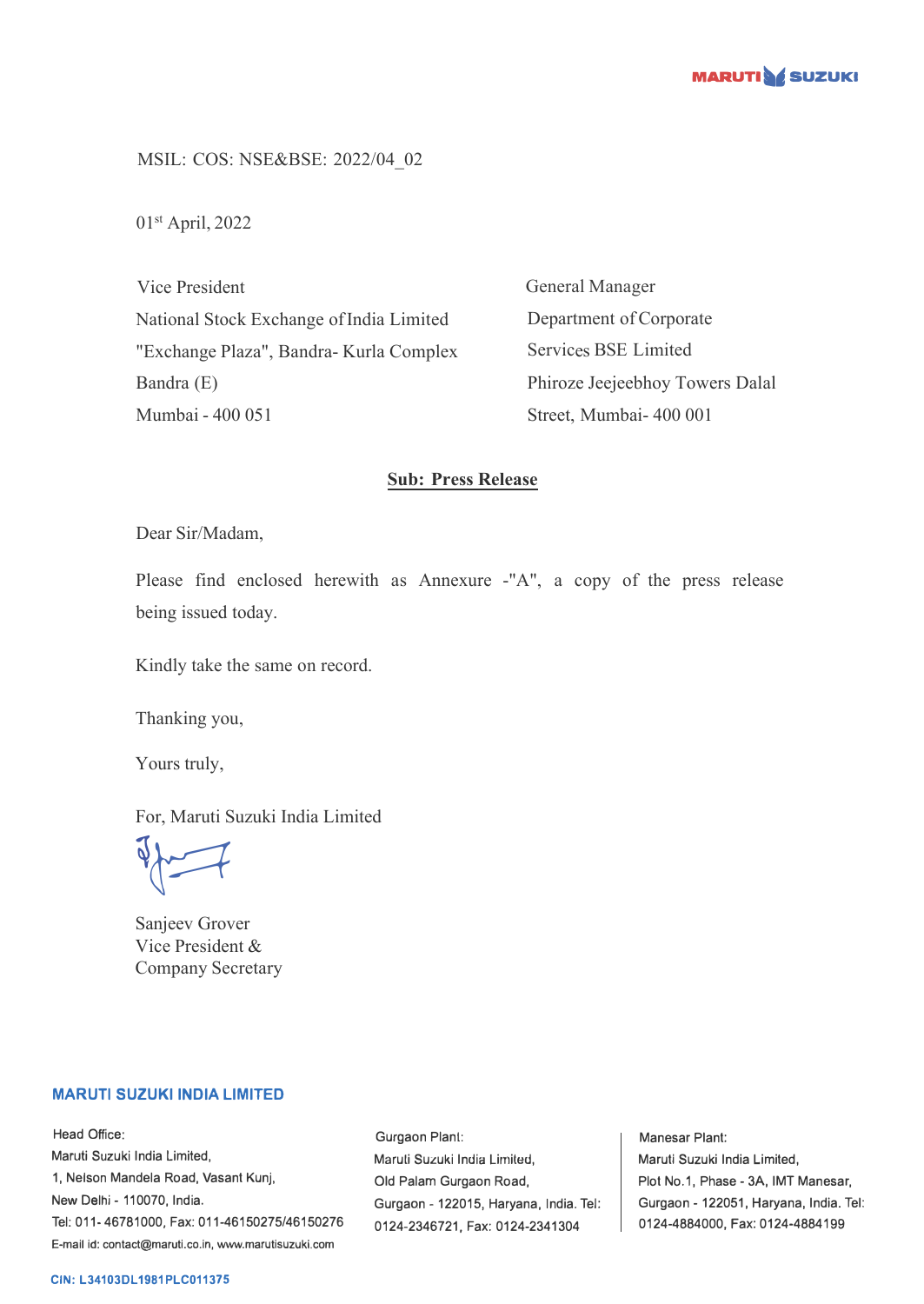MSIL: COS: NSE&BSE: 2022/04_02

01st April, 2022

Vice President
National Stock Exchange of India Limited
"Exchange Plaza", Bandra- Kurla Complex
Bandra (E)
Mumbai - 400 051

General Manager
Department of Corporate
Services BSE Limited
Phiroze Jeejeebhoy Towers Dalal
Street, Mumbai- 400 001

**Sub: Press Release**

Dear Sir/Madam,

Please find enclosed herewith as Annexure -"A", a copy of the press release being issued today.

Kindly take the same on record.

Thanking you,

Yours truly,

For, Maruti Suzuki India Limited

Sanjeev Grover
Vice President &
Company Secretary

**MARUTI SUZUKI INDIA LIMITED**

Head Office:
Maruti Suzuki India Limited,
1, Nelson Mandela Road, Vasant Kunj,
New Delhi - 110070, India.
Tel: 011- 46781000, Fax: 011-46150275/46150276
E-mail id: contact@maruti.co.in, www.marutisuzuki.com

Gurgaon Plant:
Maruti Suzuki India Limited,
Old Palam Gurgaon Road,
Gurgaon - 122015, Haryana, India. Tel: 0124-2346721, Fax: 0124-2341304

Manesar Plant:
Maruti Suzuki India Limited,
Plot No.1, Phase - 3A, IMT Manesar,
Gurgaon - 122051, Haryana, India. Tel: 0124-4884000, Fax: 0124-4884199

CIN: L34103DL1981PLC011375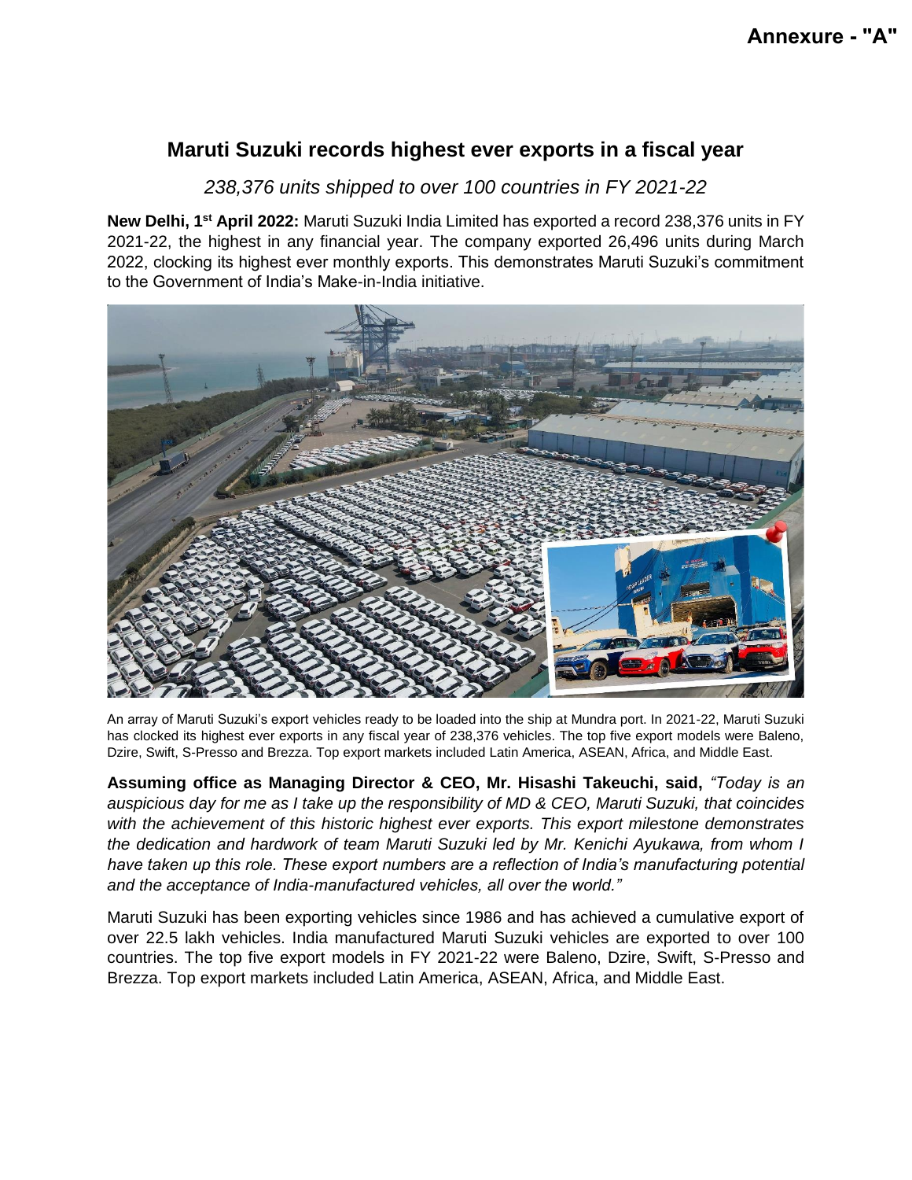Annexure - "A"

# Maruti Suzuki records highest ever exports in a fiscal year

*238,376 units shipped to over 100 countries in FY 2021-22*

**New Delhi, 1st April 2022:** Maruti Suzuki India Limited has exported a record 238,376 units in FY 2021-22, the highest in any financial year. The company exported 26,496 units during March 2022, clocking its highest ever monthly exports. This demonstrates Maruti Suzuki's commitment to the Government of India's Make-in-India initiative.

An array of Maruti Suzuki's export vehicles ready to be loaded into the ship at Mundra port. In 2021-22, Maruti Suzuki has clocked its highest ever exports in any fiscal year of 238,376 vehicles. The top five export models were Baleno, Dzire, Swift, S-Presso and Brezza. Top export markets included Latin America, ASEAN, Africa, and Middle East.

**Assuming office as Managing Director & CEO, Mr. Hisashi Takeuchi, said,** *"Today is an auspicious day for me as I take up the responsibility of MD & CEO, Maruti Suzuki, that coincides with the achievement of this historic highest ever exports. This export milestone demonstrates the dedication and hardwork of team Maruti Suzuki led by Mr. Kenichi Ayukawa, from whom I have taken up this role. These export numbers are a reflection of India's manufacturing potential and the acceptance of India-manufactured vehicles, all over the world."*

Maruti Suzuki has been exporting vehicles since 1986 and has achieved a cumulative export of over 22.5 lakh vehicles. India manufactured Maruti Suzuki vehicles are exported to over 100 countries. The top five export models in FY 2021-22 were Baleno, Dzire, Swift, S-Presso and Brezza. Top export markets included Latin America, ASEAN, Africa, and Middle East.